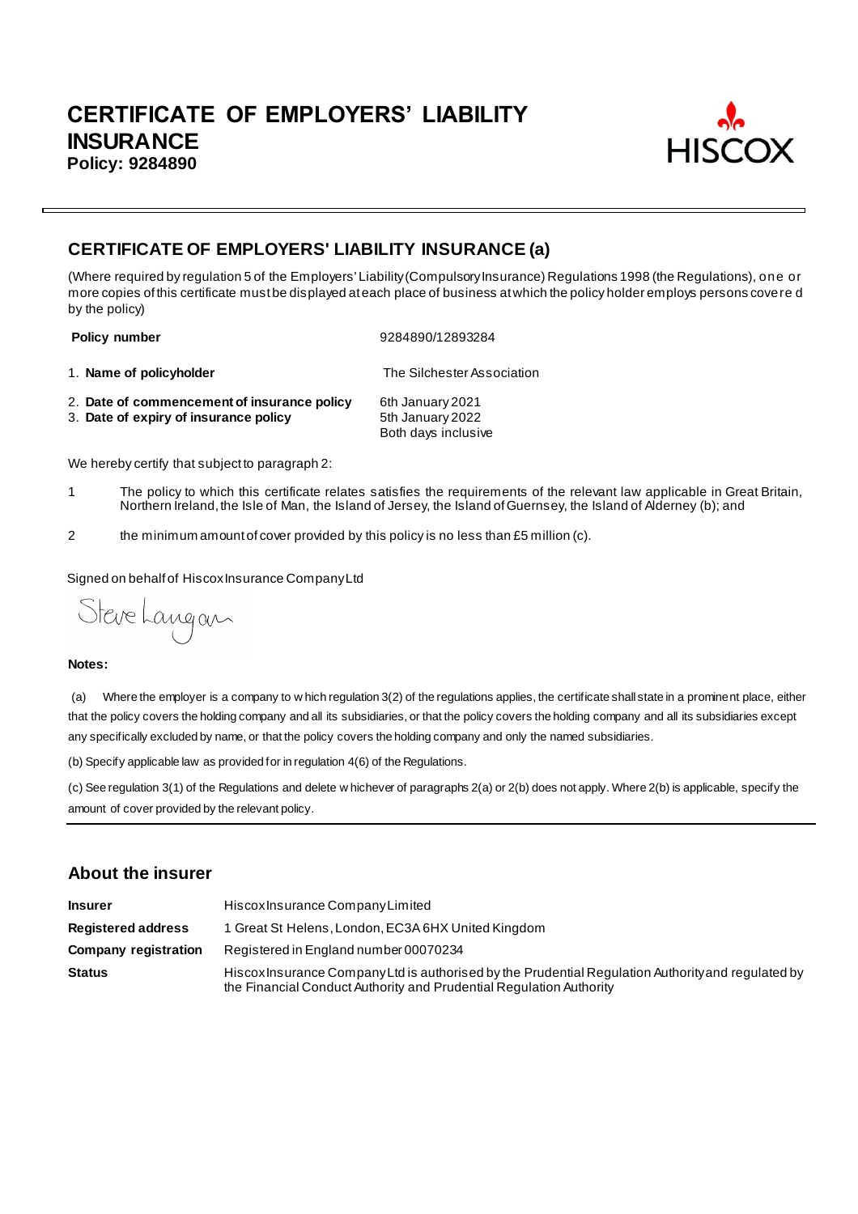# CERTIFICATE OF EMPLOYERS' LIABILITY INSURANCE

**Policy: 9284890**

HISCOX

## CERTIFICATE OF EMPLOYERS' LIABILITY INSURANCE (a)

(Where required by regulation 5 of the Employers' Liability (Compulsory Insurance) Regulations 1998 (the Regulations), one or more copies of this certificate must be displayed at each place of business at which the policy holder employs persons covered by the policy)

| | |
|---|---|
| **Policy number** | 9284890/12893284 |
| 1. **Name of policyholder** | The Silchester Association |
| 2. **Date of commencement of insurance policy** | 6th January 2021 |
| 3. **Date of expiry of insurance policy** | 5th January 2022<br>Both days inclusive |

We hereby certify that subject to paragraph 2:

1 The policy to which this certificate relates satisfies the requirements of the relevant law applicable in Great Britain, Northern Ireland, the Isle of Man, the Island of Jersey, the Island of Guernsey, the Island of Alderney (b); and

2 the minimum amount of cover provided by this policy is no less than £5 million (c).

Signed on behalf of Hiscox Insurance Company Ltd

Steve Langan

**Notes:**

(a) Where the employer is a company to which regulation 3(2) of the regulations applies, the certificate shall state in a prominent place, either that the policy covers the holding company and all its subsidiaries, or that the policy covers the holding company and all its subsidiaries except any specifically excluded by name, or that the policy covers the holding company and only the named subsidiaries.

(b) Specify applicable law as provided for in regulation 4(6) of the Regulations.

(c) See regulation 3(1) of the Regulations and delete whichever of paragraphs 2(a) or 2(b) does not apply. Where 2(b) is applicable, specify the amount of cover provided by the relevant policy.

## About the insurer

| | |
|---|---|
| **Insurer** | Hiscox Insurance Company Limited |
| **Registered address** | 1 Great St Helens, London, EC3A 6HX United Kingdom |
| **Company registration** | Registered in England number 00070234 |
| **Status** | Hiscox Insurance Company Ltd is authorised by the Prudential Regulation Authority and regulated by the Financial Conduct Authority and Prudential Regulation Authority |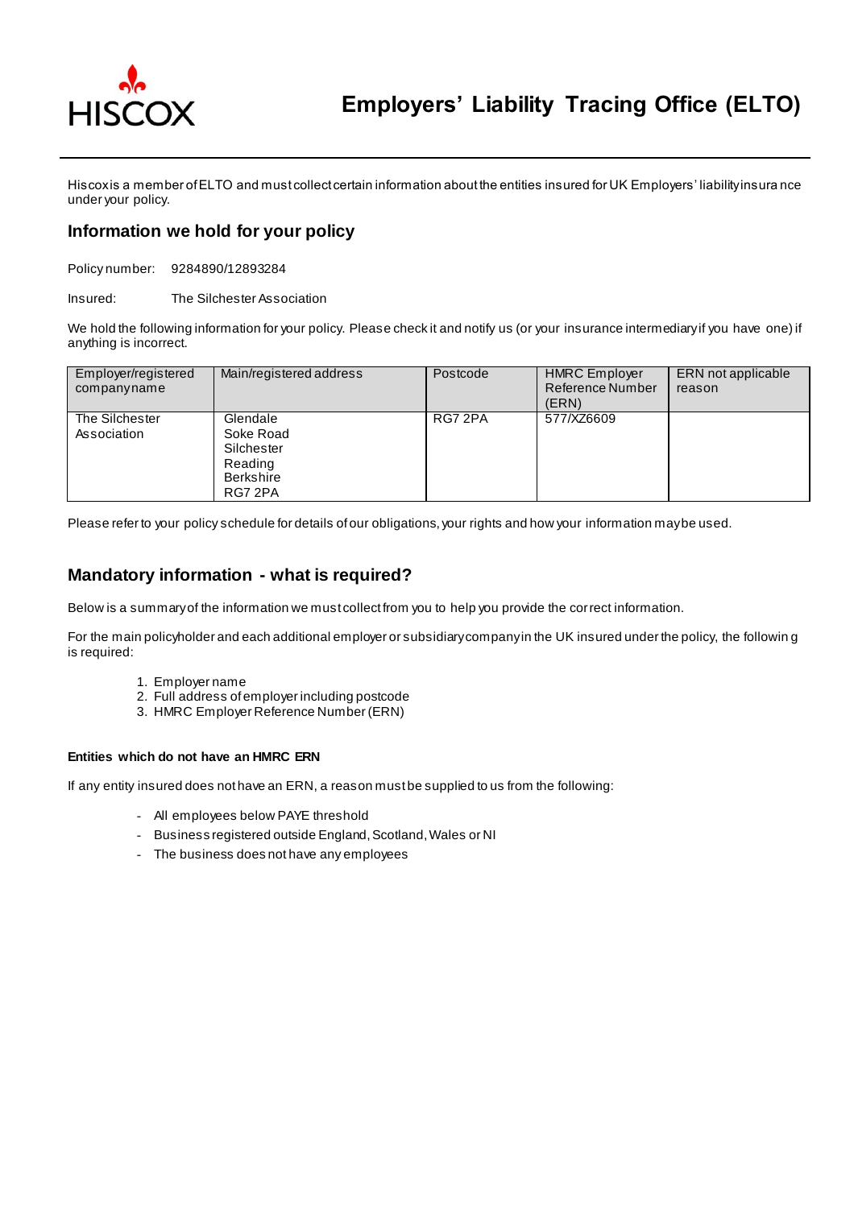# Employers' Liability Tracing Office (ELTO)

Hiscox is a member of ELTO and must collect certain information about the entities insured for UK Employers' liability insurance under your policy.

## Information we hold for your policy

Policy number: 9284890/12893284

Insured: The Silchester Association

We hold the following information for your policy. Please check it and notify us (or your insurance intermediary if you have one) if anything is incorrect.

| Employer/registered company name | Main/registered address | Postcode | HMRC Employer Reference Number (ERN) | ERN not applicable reason |
|---|---|---|---|---|
| The Silchester Association | Glendale<br>Soke Road<br>Silchester<br>Reading<br>Berkshire<br>RG7 2PA | RG7 2PA | 577/XZ6609 | |

Please refer to your policy schedule for details of our obligations, your rights and how your information may be used.

## Mandatory information - what is required?

Below is a summary of the information we must collect from you to help you provide the correct information.

For the main policyholder and each additional employer or subsidiary company in the UK insured under the policy, the following is required:

1. Employer name
2. Full address of employer including postcode
3. HMRC Employer Reference Number (ERN)

#### Entities which do not have an HMRC ERN

If any entity insured does not have an ERN, a reason must be supplied to us from the following:

- All employees below PAYE threshold
- Business registered outside England, Scotland, Wales or NI
- The business does not have any employees